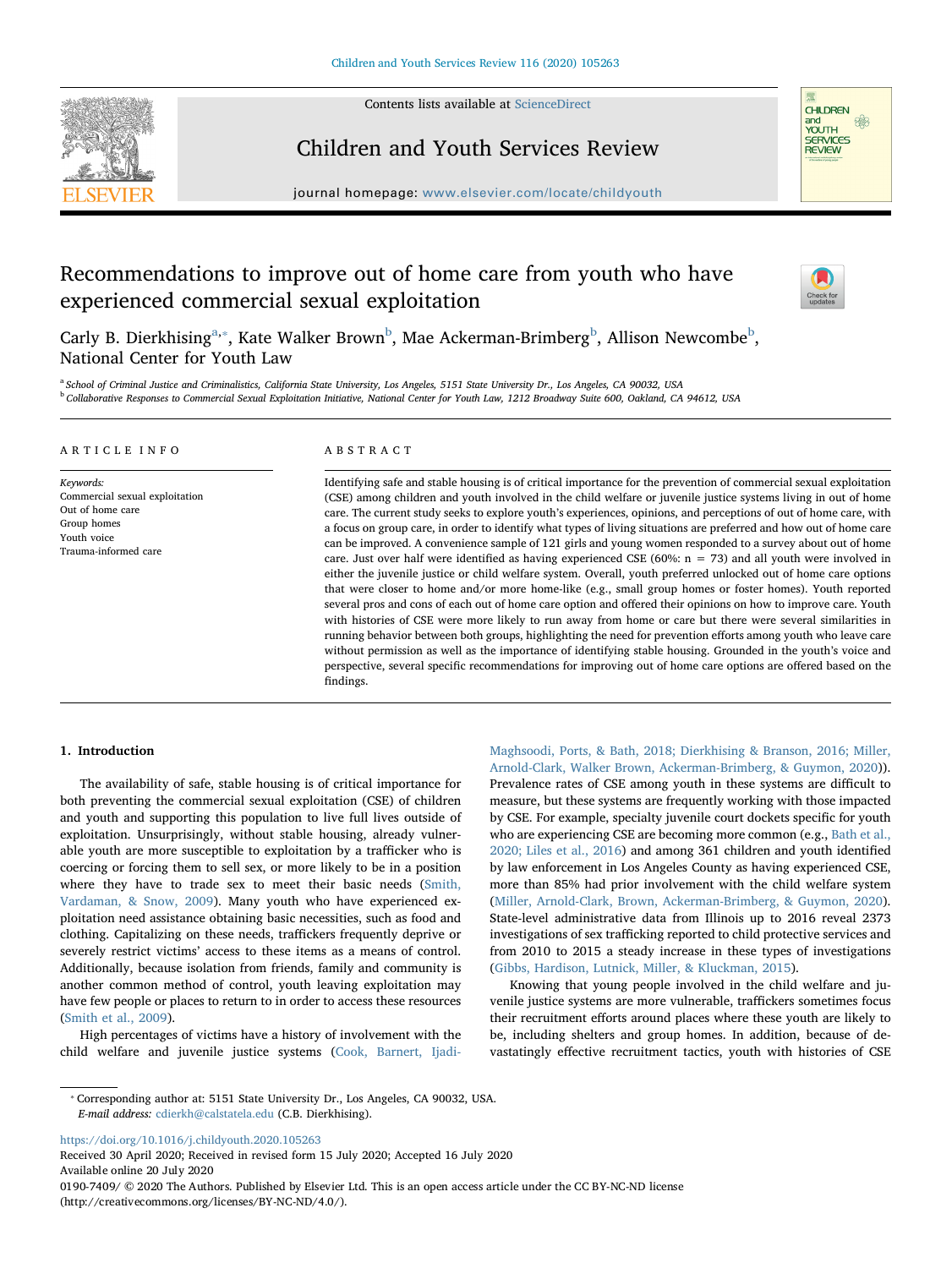# Recommendations to improve out of home care from youth who have experienced commercial sexual exploitation

Carly B. Dierkhising[a,*], Kate Walker Brown[b], Mae Ackerman-Brimberg[b], Allison Newcombe[b], National Center for Youth Law

[a] School of Criminal Justice and Criminalistics, California State University, Los Angeles, 5151 State University Dr., Los Angeles, CA 90032, USA

[b] Collaborative Responses to Commercial Sexual Exploitation Initiative, National Center for Youth Law, 1212 Broadway Suite 600, Oakland, CA 94612, USA

## ARTICLE INFO

*Keywords:*
Commercial sexual exploitation
Out of home care
Group homes
Youth voice
Trauma-informed care

## ABSTRACT

Identifying safe and stable housing is of critical importance for the prevention of commercial sexual exploitation (CSE) among children and youth involved in the child welfare or juvenile justice systems living in out of home care. The current study seeks to explore youth's experiences, opinions, and perceptions of out of home care, with a focus on group care, in order to identify what types of living situations are preferred and how out of home care can be improved. A convenience sample of 121 girls and young women responded to a survey about out of home care. Just over half were identified as having experienced CSE (60%: n = 73) and all youth were involved in either the juvenile justice or child welfare system. Overall, youth preferred unlocked out of home care options that were closer to home and/or more home-like (e.g., small group homes or foster homes). Youth reported several pros and cons of each out of home care option and offered their opinions on how to improve care. Youth with histories of CSE were more likely to run away from home or care but there were several similarities in running behavior between both groups, highlighting the need for prevention efforts among youth who leave care without permission as well as the importance of identifying stable housing. Grounded in the youth's voice and perspective, several specific recommendations for improving out of home care options are offered based on the findings.

## 1. Introduction

The availability of safe, stable housing is of critical importance for both preventing the commercial sexual exploitation (CSE) of children and youth and supporting this population to live full lives outside of exploitation. Unsurprisingly, without stable housing, already vulnerable youth are more susceptible to exploitation by a trafficker who is coercing or forcing them to sell sex, or more likely to be in a position where they have to trade sex to meet their basic needs (Smith, Vardaman, & Snow, 2009). Many youth who have experienced exploitation need assistance obtaining basic necessities, such as food and clothing. Capitalizing on these needs, traffickers frequently deprive or severely restrict victims' access to these items as a means of control. Additionally, because isolation from friends, family and community is another common method of control, youth leaving exploitation may have few people or places to return to in order to access these resources (Smith et al., 2009).

High percentages of victims have a history of involvement with the child welfare and juvenile justice systems (Cook, Barnert, Ijadi-Maghsoodi, Ports, & Bath, 2018; Dierkhising & Branson, 2016; Miller, Arnold-Clark, Walker Brown, Ackerman-Brimberg, & Guymon, 2020)). Prevalence rates of CSE among youth in these systems are difficult to measure, but these systems are frequently working with those impacted by CSE. For example, specialty juvenile court dockets specific for youth who are experiencing CSE are becoming more common (e.g., Bath et al., 2020; Liles et al., 2016) and among 361 children and youth identified by law enforcement in Los Angeles County as having experienced CSE, more than 85% had prior involvement with the child welfare system (Miller, Arnold-Clark, Brown, Ackerman-Brimberg, & Guymon, 2020). State-level administrative data from Illinois up to 2016 reveal 2373 investigations of sex trafficking reported to child protective services and from 2010 to 2015 a steady increase in these types of investigations (Gibbs, Hardison, Lutnick, Miller, & Kluckman, 2015).

Knowing that young people involved in the child welfare and juvenile justice systems are more vulnerable, traffickers sometimes focus their recruitment efforts around places where these youth are likely to be, including shelters and group homes. In addition, because of devastatingly effective recruitment tactics, youth with histories of CSE

* Corresponding author at: 5151 State University Dr., Los Angeles, CA 90032, USA.
*E-mail address:* cdierkh@calstatela.edu (C.B. Dierkhising).

https://doi.org/10.1016/j.childyouth.2020.105263
Received 30 April 2020; Received in revised form 15 July 2020; Accepted 16 July 2020
Available online 20 July 2020
0190-7409/ © 2020 The Authors. Published by Elsevier Ltd. This is an open access article under the CC BY-NC-ND license (http://creativecommons.org/licenses/BY-NC-ND/4.0/).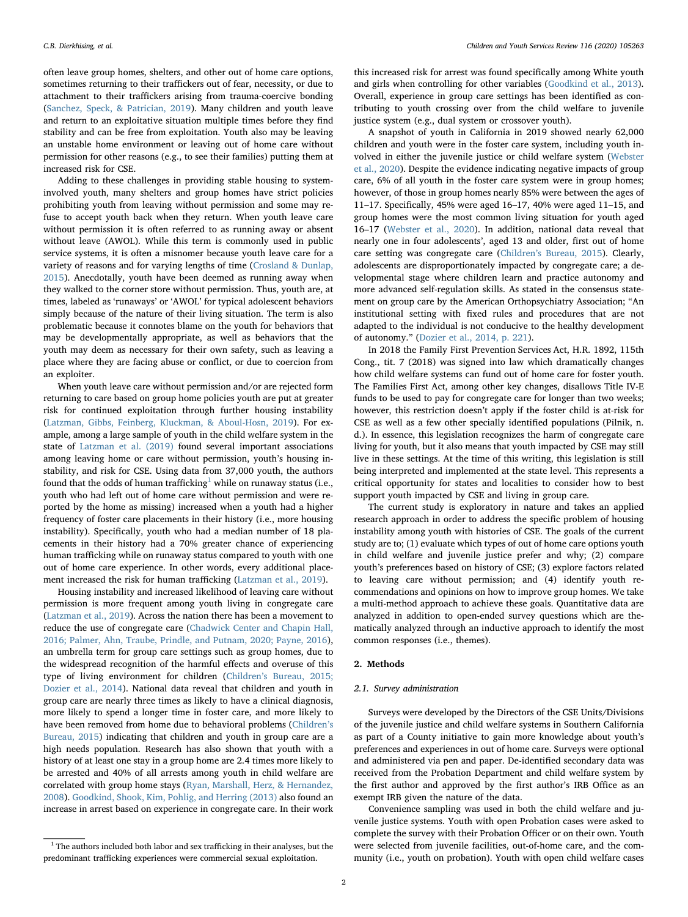often leave group homes, shelters, and other out of home care options, sometimes returning to their traffickers out of fear, necessity, or due to attachment to their traffickers arising from trauma-coercive bonding (Sanchez, Speck, & Patrician, 2019). Many children and youth leave and return to an exploitative situation multiple times before they find stability and can be free from exploitation. Youth also may be leaving an unstable home environment or leaving out of home care without permission for other reasons (e.g., to see their families) putting them at increased risk for CSE.

Adding to these challenges in providing stable housing to system-involved youth, many shelters and group homes have strict policies prohibiting youth from leaving without permission and some may refuse to accept youth back when they return. When youth leave care without permission it is often referred to as running away or absent without leave (AWOL). While this term is commonly used in public service systems, it is often a misnomer because youth leave care for a variety of reasons and for varying lengths of time (Crosland & Dunlap, 2015). Anecdotally, youth have been deemed as running away when they walked to the corner store without permission. Thus, youth are, at times, labeled as 'runaways' or 'AWOL' for typical adolescent behaviors simply because of the nature of their living situation. The term is also problematic because it connotes blame on the youth for behaviors that may be developmentally appropriate, as well as behaviors that the youth may deem as necessary for their own safety, such as leaving a place where they are facing abuse or conflict, or due to coercion from an exploiter.

When youth leave care without permission and/or are rejected form returning to care based on group home policies youth are put at greater risk for continued exploitation through further housing instability (Latzman, Gibbs, Feinberg, Kluckman, & Aboul-Hosn, 2019). For example, among a large sample of youth in the child welfare system in the state of Latzman et al. (2019) found several important associations among leaving home or care without permission, youth's housing instability, and risk for CSE. Using data from 37,000 youth, the authors found that the odds of human trafficking[1] while on runaway status (i.e., youth who had left out of home care without permission and were reported by the home as missing) increased when a youth had a higher frequency of foster care placements in their history (i.e., more housing instability). Specifically, youth who had a median number of 18 placements in their history had a 70% greater chance of experiencing human trafficking while on runaway status compared to youth with one out of home care experience. In other words, every additional placement increased the risk for human trafficking (Latzman et al., 2019).

Housing instability and increased likelihood of leaving care without permission is more frequent among youth living in congregate care (Latzman et al., 2019). Across the nation there has been a movement to reduce the use of congregate care (Chadwick Center and Chapin Hall, 2016; Palmer, Ahn, Traube, Prindle, and Putnam, 2020; Payne, 2016), an umbrella term for group care settings such as group homes, due to the widespread recognition of the harmful effects and overuse of this type of living environment for children (Children's Bureau, 2015; Dozier et al., 2014). National data reveal that children and youth in group care are nearly three times as likely to have a clinical diagnosis, more likely to spend a longer time in foster care, and more likely to have been removed from home due to behavioral problems (Children's Bureau, 2015) indicating that children and youth in group care are a high needs population. Research has also shown that youth with a history of at least one stay in a group home are 2.4 times more likely to be arrested and 40% of all arrests among youth in child welfare are correlated with group home stays (Ryan, Marshall, Herz, & Hernandez, 2008). Goodkind, Shook, Kim, Pohlig, and Herring (2013) also found an increase in arrest based on experience in congregate care. In their work this increased risk for arrest was found specifically among White youth and girls when controlling for other variables (Goodkind et al., 2013). Overall, experience in group care settings has been identified as contributing to youth crossing over from the child welfare to juvenile justice system (e.g., dual system or crossover youth).

A snapshot of youth in California in 2019 showed nearly 62,000 children and youth were in the foster care system, including youth involved in either the juvenile justice or child welfare system (Webster et al., 2020). Despite the evidence indicating negative impacts of group care, 6% of all youth in the foster care system were in group homes; however, of those in group homes nearly 85% were between the ages of 11–17. Specifically, 45% were aged 16–17, 40% were aged 11–15, and group homes were the most common living situation for youth aged 16–17 (Webster et al., 2020). In addition, national data reveal that nearly one in four adolescents', aged 13 and older, first out of home care setting was congregate care (Children's Bureau, 2015). Clearly, adolescents are disproportionately impacted by congregate care; a developmental stage where children learn and practice autonomy and more advanced self-regulation skills. As stated in the consensus statement on group care by the American Orthopsychiatry Association; "An institutional setting with fixed rules and procedures that are not adapted to the individual is not conducive to the healthy development of autonomy." (Dozier et al., 2014, p. 221).

In 2018 the Family First Prevention Services Act, H.R. 1892, 115th Cong., tit. 7 (2018) was signed into law which dramatically changes how child welfare systems can fund out of home care for foster youth. The Families First Act, among other key changes, disallows Title IV-E funds to be used to pay for congregate care for longer than two weeks; however, this restriction doesn't apply if the foster child is at-risk for CSE as well as a few other specially identified populations (Pilnik, n. d.). In essence, this legislation recognizes the harm of congregate care living for youth, but it also means that youth impacted by CSE may still live in these settings. At the time of this writing, this legislation is still being interpreted and implemented at the state level. This represents a critical opportunity for states and localities to consider how to best support youth impacted by CSE and living in group care.

The current study is exploratory in nature and takes an applied research approach in order to address the specific problem of housing instability among youth with histories of CSE. The goals of the current study are to; (1) evaluate which types of out of home care options youth in child welfare and juvenile justice prefer and why; (2) compare youth's preferences based on history of CSE; (3) explore factors related to leaving care without permission; and (4) identify youth recommendations and opinions on how to improve group homes. We take a multi-method approach to achieve these goals. Quantitative data are analyzed in addition to open-ended survey questions which are thematically analyzed through an inductive approach to identify the most common responses (i.e., themes).

## 2. Methods

### 2.1. Survey administration

Surveys were developed by the Directors of the CSE Units/Divisions of the juvenile justice and child welfare systems in Southern California as part of a County initiative to gain more knowledge about youth's preferences and experiences in out of home care. Surveys were optional and administered via pen and paper. De-identified secondary data was received from the Probation Department and child welfare system by the first author and approved by the first author's IRB Office as an exempt IRB given the nature of the data.

Convenience sampling was used in both the child welfare and juvenile justice systems. Youth with open Probation cases were asked to complete the survey with their Probation Officer or on their own. Youth were selected from juvenile facilities, out-of-home care, and the community (i.e., youth on probation). Youth with open child welfare cases

[1] The authors included both labor and sex trafficking in their analyses, but the predominant trafficking experiences were commercial sexual exploitation.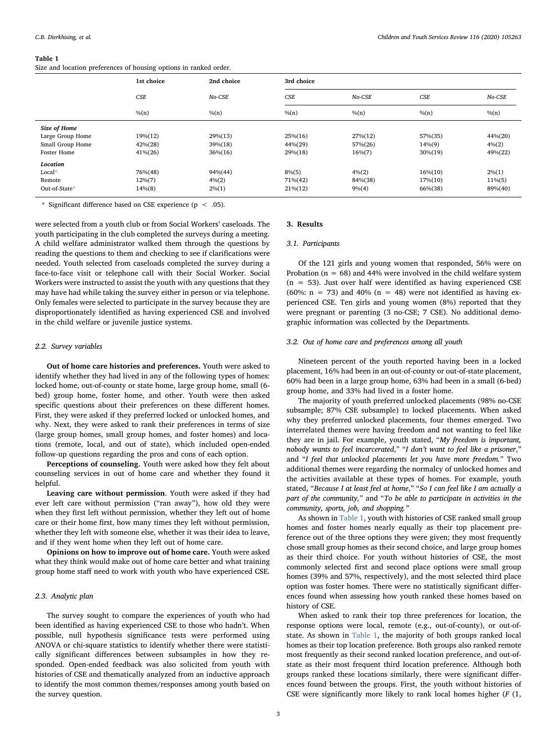**Table 1**
Size and location preferences of housing options in ranked order.

| | 1st choice | 2nd choice | 3rd choice | | | |
|---|---|---|---|---|---|---|
| | *CSE* | *No-CSE* | *CSE* | *No-CSE* | *CSE* | *No-CSE* |
| | %(n) | %(n) | %(n) | %(n) | %(n) | %(n) |
| ***Size of Home*** | | | | | | |
| Large Group Home | 19%(12) | 29%(13) | 25%(16) | 27%(12) | 57%(35) | 44%(20) |
| Small Group Home | 42%(28) | 39%(18) | 44%(29) | 57%(26) | 14%(9) | 4%(2) |
| Foster Home | 41%(26) | 36%(16) | 29%(18) | 16%(7) | 30%(19) | 49%(22) |
| ***Location*** | | | | | | |
| Local* | 76%(48) | 94%(44) | 8%(5) | 4%(2) | 16%(10) | 2%(1) |
| Remote | 12%(7) | 4%(2) | 71%(42) | 84%(38) | 17%(10) | 11%(5) |
| Out-of-State* | 14%(8) | 2%(1) | 21%(12) | 9%(4) | 66%(38) | 89%(40) |

\* Significant difference based on CSE experience ($p < .05$).

were selected from a youth club or from Social Workers' caseloads. The youth participating in the club completed the surveys during a meeting. A child welfare administrator walked them through the questions by reading the questions to them and checking to see if clarifications were needed. Youth selected from caseloads completed the survey during a face-to-face visit or telephone call with their Social Worker. Social Workers were instructed to assist the youth with any questions that they may have had while taking the survey either in person or via telephone. Only females were selected to participate in the survey because they are disproportionately identified as having experienced CSE and involved in the child welfare or juvenile justice systems.

### 2.2. Survey variables

**Out of home care histories and preferences.** Youth were asked to identify whether they had lived in any of the following types of homes: locked home, out-of-county or state home, large group home, small (6-bed) group home, foster home, and other. Youth were then asked specific questions about their preferences on these different homes. First, they were asked if they preferred locked or unlocked homes, and why. Next, they were asked to rank their preferences in terms of size (large group homes, small group homes, and foster homes) and locations (remote, local, and out of state), which included open-ended follow-up questions regarding the pros and cons of each option.

**Perceptions of counseling.** Youth were asked how they felt about counseling services in out of home care and whether they found it helpful.

**Leaving care without permission**. Youth were asked if they had ever left care without permission ("ran away"), how old they were when they first left without permission, whether they left out of home care or their home first, how many times they left without permission, whether they left with someone else, whether it was their idea to leave, and if they went home when they left out of home care.

**Opinions on how to improve out of home care.** Youth were asked what they think would make out of home care better and what training group home staff need to work with youth who have experienced CSE.

### 2.3. Analytic plan

The survey sought to compare the experiences of youth who had been identified as having experienced CSE to those who hadn't. When possible, null hypothesis significance tests were performed using ANOVA or chi-square statistics to identify whether there were statistically significant differences between subsamples in how they responded. Open-ended feedback was also solicited from youth with histories of CSE and thematically analyzed from an inductive approach to identify the most common themes/responses among youth based on the survey question.

## 3. Results

### 3.1. Participants

Of the 121 girls and young women that responded, 56% were on Probation ($n = 68$) and 44% were involved in the child welfare system ($n = 53$). Just over half were identified as having experienced CSE (60%: $n = 73$) and 40% ($n = 48$) were not identified as having experienced CSE. Ten girls and young women (8%) reported that they were pregnant or parenting (3 no-CSE; 7 CSE). No additional demographic information was collected by the Departments.

### 3.2. Out of home care and preferences among all youth

Nineteen percent of the youth reported having been in a locked placement, 16% had been in an out-of-county or out-of-state placement, 60% had been in a large group home, 63% had been in a small (6-bed) group home, and 33% had lived in a foster home.

The majority of youth preferred unlocked placements (98% no-CSE subsample; 87% CSE subsample) to locked placements. When asked why they preferred unlocked placements, four themes emerged. Two interrelated themes were having freedom and not wanting to feel like they are in jail. For example, youth stated, "*My freedom is important, nobody wants to feel incarcerated,*" "*I don't want to feel like a prisoner*," and "*I feel that unlocked placements let you have more freedom.*" Two additional themes were regarding the normalcy of unlocked homes and the activities available at these types of homes. For example, youth stated, "*Because I at least feel at home,*" "*So I can feel like I am actually a part of the community,*" and "*To be able to participate in activities in the community, sports, job, and shopping.*"

As shown in Table 1, youth with histories of CSE ranked small group homes and foster homes nearly equally as their top placement preference out of the three options they were given; they most frequently chose small group homes as their second choice, and large group homes as their third choice. For youth without histories of CSE, the most commonly selected first and second place options were small group homes (39% and 57%, respectively), and the most selected third place option was foster homes. There were no statistically significant differences found when assessing how youth ranked these homes based on history of CSE.

When asked to rank their top three preferences for location, the response options were local, remote (e.g., out-of-county), or out-of-state. As shown in Table 1, the majority of both groups ranked local homes as their top location preference. Both groups also ranked remote most frequently as their second ranked location preference, and out-of-state as their most frequent third location preference. Although both groups ranked these locations similarly, there were significant differences found between the groups. First, the youth without histories of CSE were significantly more likely to rank local homes higher ($F$ (1,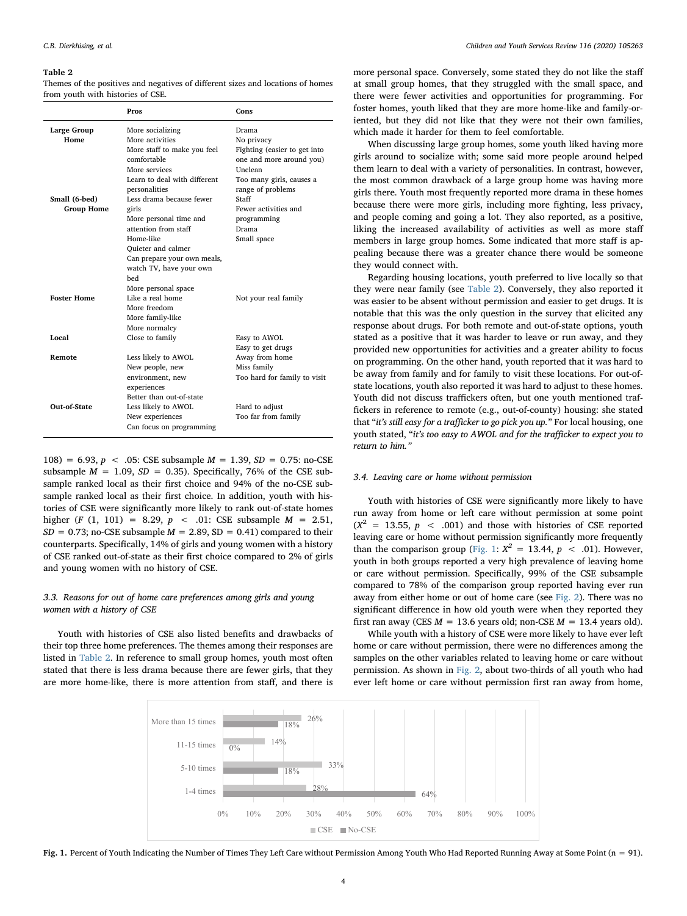**Table 2**
Themes of the positives and negatives of different sizes and locations of homes from youth with histories of CSE.

| | Pros | Cons |
|---|---|---|
| Large Group Home | More socializing<br>More activities<br>More staff to make you feel comfortable<br>More services<br>Learn to deal with different personalities | Drama<br>No privacy<br>Fighting (easier to get into one and more around you)<br>Unclean<br>Too many girls, causes a range of problems |
| Small (6-bed) Group Home | Less drama because fewer girls<br>More personal time and attention from staff<br>Home-like<br>Quieter and calmer<br>Can prepare your own meals, watch TV, have your own bed<br>More personal space | Staff<br>Fewer activities and programming<br>Drama<br>Small space |
| Foster Home | Like a real home<br>More freedom<br>More family-like<br>More normalcy | Not your real family |
| Local | Close to family | Easy to AWOL<br>Easy to get drugs |
| Remote | Less likely to AWOL<br>New people, new environment, new experiences<br>Better than out-of-state | Away from home<br>Miss family<br>Too hard for family to visit |
| Out-of-State | Less likely to AWOL<br>New experiences<br>Can focus on programming | Hard to adjust<br>Too far from family |

108) = 6.93, $p < .05$: CSE subsample $M = 1.39$, $SD = 0.75$: no-CSE subsample $M = 1.09$, $SD = 0.35$). Specifically, 76% of the CSE subsample ranked local as their first choice and 94% of the no-CSE subsample ranked local as their first choice. In addition, youth with histories of CSE were significantly more likely to rank out-of-state homes higher ($F$ (1, 101) = 8.29, $p < .01$: CSE subsample $M = 2.51$, $SD = 0.73$; no-CSE subsample $M = 2.89$, SD = 0.41) compared to their counterparts. Specifically, 14% of girls and young women with a history of CSE ranked out-of-state as their first choice compared to 2% of girls and young women with no history of CSE.

### 3.3. Reasons for out of home care preferences among girls and young women with a history of CSE

Youth with histories of CSE also listed benefits and drawbacks of their top three home preferences. The themes among their responses are listed in Table 2. In reference to small group homes, youth most often stated that there is less drama because there are fewer girls, that they are more home-like, there is more attention from staff, and there is more personal space. Conversely, some stated they do not like the staff at small group homes, that they struggled with the small space, and there were fewer activities and opportunities for programming. For foster homes, youth liked that they are more home-like and family-oriented, but they did not like that they were not their own families, which made it harder for them to feel comfortable.

When discussing large group homes, some youth liked having more girls around to socialize with; some said more people around helped them learn to deal with a variety of personalities. In contrast, however, the most common drawback of a large group home was having more girls there. Youth most frequently reported more drama in these homes because there were more girls, including more fighting, less privacy, and people coming and going a lot. They also reported, as a positive, liking the increased availability of activities as well as more staff members in large group homes. Some indicated that more staff is appealing because there was a greater chance there would be someone they would connect with.

Regarding housing locations, youth preferred to live locally so that they were near family (see Table 2). Conversely, they also reported it was easier to be absent without permission and easier to get drugs. It is notable that this was the only question in the survey that elicited any response about drugs. For both remote and out-of-state options, youth stated as a positive that it was harder to leave or run away, and they provided new opportunities for activities and a greater ability to focus on programming. On the other hand, youth reported that it was hard to be away from family and for family to visit these locations. For out-of-state locations, youth also reported it was hard to adjust to these homes. Youth did not discuss traffickers often, but one youth mentioned traffickers in reference to remote (e.g., out-of-county) housing: she stated that "*it's still easy for a trafficker to go pick you up.*" For local housing, one youth stated, "*it's too easy to AWOL and for the trafficker to expect you to return to him.*"

### 3.4. Leaving care or home without permission

Youth with histories of CSE were significantly more likely to have run away from home or left care without permission at some point ($X^2 = 13.55$, $p < .001$) and those with histories of CSE reported leaving care or home without permission significantly more frequently than the comparison group (Fig. 1: $X^2 = 13.44$, $p < .01$). However, youth in both groups reported a very high prevalence of leaving home or care without permission. Specifically, 99% of the CSE subsample compared to 78% of the comparison group reported having ever run away from either home or out of home care (see Fig. 2). There was no significant difference in how old youth were when they reported they first ran away (CES $M = 13.6$ years old; non-CSE $M = 13.4$ years old).

While youth with a history of CSE were more likely to have ever left home or care without permission, there were no differences among the samples on the other variables related to leaving home or care without permission. As shown in Fig. 2, about two-thirds of all youth who had ever left home or care without permission first ran away from home,

More than 15 times
26%
18%
11-15 times
14%
0%
5-10 times
33%
18%
1-4 times
28%
64%
0% 10% 20% 30% 40% 50% 60% 70% 80% 90% 100%
CSE No-CSE

**Fig. 1.** Percent of Youth Indicating the Number of Times They Left Care without Permission Among Youth Who Had Reported Running Away at Some Point (n = 91).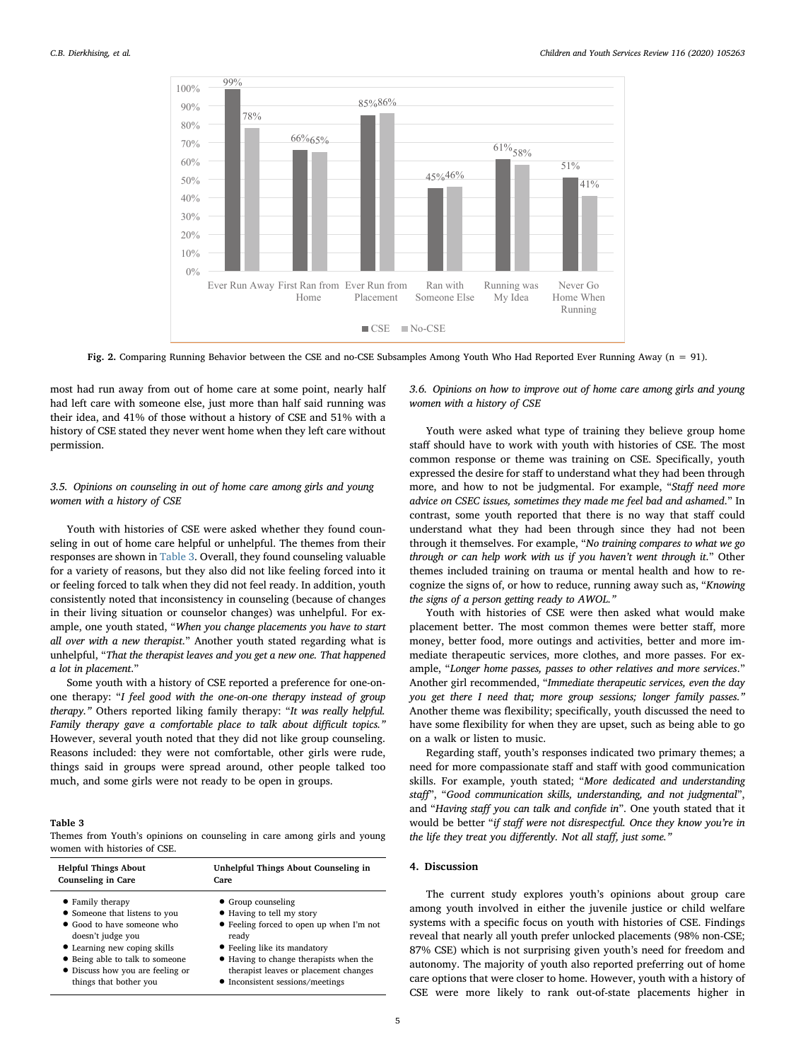**Fig. 2.** Comparing Running Behavior between the CSE and no-CSE Subsamples Among Youth Who Had Reported Ever Running Away (n = 91).

most had run away from out of home care at some point, nearly half had left care with someone else, just more than half said running was their idea, and 41% of those without a history of CSE and 51% with a history of CSE stated they never went home when they left care without permission.

### 3.5. Opinions on counseling in out of home care among girls and young women with a history of CSE

Youth with histories of CSE were asked whether they found counseling in out of home care helpful or unhelpful. The themes from their responses are shown in Table 3. Overall, they found counseling valuable for a variety of reasons, but they also did not like feeling forced into it or feeling forced to talk when they did not feel ready. In addition, youth consistently noted that inconsistency in counseling (because of changes in their living situation or counselor changes) was unhelpful. For example, one youth stated, "*When you change placements you have to start all over with a new therapist*." Another youth stated regarding what is unhelpful, "*That the therapist leaves and you get a new one. That happened a lot in placement*."

Some youth with a history of CSE reported a preference for one-on-one therapy: "*I feel good with the one-on-one therapy instead of group therapy.*" Others reported liking family therapy: "*It was really helpful. Family therapy gave a comfortable place to talk about difficult topics.*" However, several youth noted that they did not like group counseling. Reasons included: they were not comfortable, other girls were rude, things said in groups were spread around, other people talked too much, and some girls were not ready to be open in groups.

**Table 3**
Themes from Youth's opinions on counseling in care among girls and young women with histories of CSE.

| Helpful Things About Counseling in Care | Unhelpful Things About Counseling in Care |
|---|---|
| • Family therapy<br>• Someone that listens to you<br>• Good to have someone who doesn't judge you<br>• Learning new coping skills<br>• Being able to talk to someone<br>• Discuss how you are feeling or things that bother you | • Group counseling<br>• Having to tell my story<br>• Feeling forced to open up when I'm not ready<br>• Feeling like its mandatory<br>• Having to change therapists when the therapist leaves or placement changes<br>• Inconsistent sessions/meetings |

### 3.6. Opinions on how to improve out of home care among girls and young women with a history of CSE

Youth were asked what type of training they believe group home staff should have to work with youth with histories of CSE. The most common response or theme was training on CSE. Specifically, youth expressed the desire for staff to understand what they had been through more, and how to not be judgmental. For example, "*Staff need more advice on CSEC issues, sometimes they made me feel bad and ashamed.*" In contrast, some youth reported that there is no way that staff could understand what they had been through since they had not been through it themselves. For example, "*No training compares to what we go through or can help work with us if you haven't went through it.*" Other themes included training on trauma or mental health and how to recognize the signs of, or how to reduce, running away such as, "*Knowing the signs of a person getting ready to AWOL.*"

Youth with histories of CSE were then asked what would make placement better. The most common themes were better staff, more money, better food, more outings and activities, better and more immediate therapeutic services, more clothes, and more passes. For example, "*Longer home passes, passes to other relatives and more services*." Another girl recommended, "*Immediate therapeutic services, even the day you get there I need that; more group sessions; longer family passes.*" Another theme was flexibility; specifically, youth discussed the need to have some flexibility for when they are upset, such as being able to go on a walk or listen to music.

Regarding staff, youth's responses indicated two primary themes; a need for more compassionate staff and staff with good communication skills. For example, youth stated; "*More dedicated and understanding staff*", "*Good communication skills, understanding, and not judgmental*", and "*Having staff you can talk and confide in*". One youth stated that it would be better "*if staff were not disrespectful. Once they know you're in the life they treat you differently. Not all staff, just some.*"

## 4. Discussion

The current study explores youth's opinions about group care among youth involved in either the juvenile justice or child welfare systems with a specific focus on youth with histories of CSE. Findings reveal that nearly all youth prefer unlocked placements (98% non-CSE; 87% CSE) which is not surprising given youth's need for freedom and autonomy. The majority of youth also reported preferring out of home care options that were closer to home. However, youth with a history of CSE were more likely to rank out-of-state placements higher in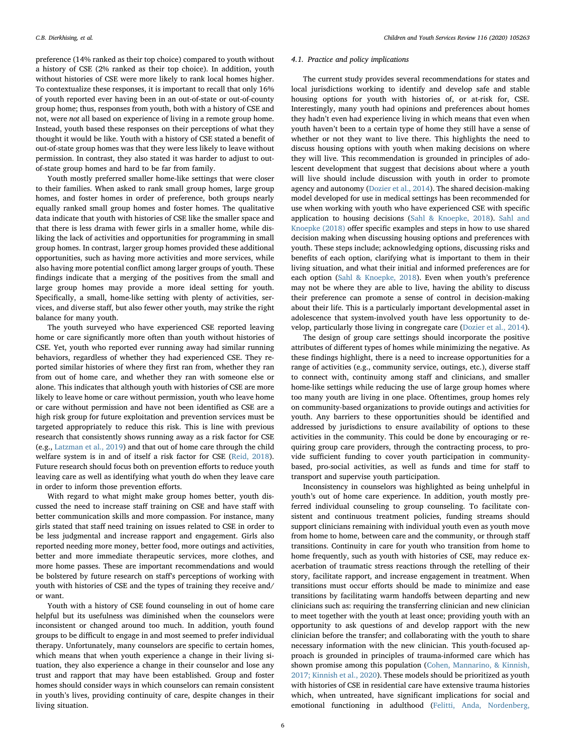preference (14% ranked as their top choice) compared to youth without a history of CSE (2% ranked as their top choice). In addition, youth without histories of CSE were more likely to rank local homes higher. To contextualize these responses, it is important to recall that only 16% of youth reported ever having been in an out-of-state or out-of-county group home; thus, responses from youth, both with a history of CSE and not, were *not* all based on experience of living in a remote group home. Instead, youth based these responses on their perceptions of what they thought it would be like. Youth with a history of CSE stated a benefit of out-of-state group homes was that they were less likely to leave without permission. In contrast, they also stated it was harder to adjust to out-of-state group homes and hard to be far from family.

Youth mostly preferred smaller home-like settings that were closer to their families. When asked to rank small group homes, large group homes, and foster homes in order of preference, both groups nearly equally ranked small group homes and foster homes. The qualitative data indicate that youth with histories of CSE like the smaller space and that there is less drama with fewer girls in a smaller home, while disliking the lack of activities and opportunities for programming in small group homes. In contrast, larger group homes provided these additional opportunities, such as having more activities and more services, while also having more potential conflict among larger groups of youth. These findings indicate that a merging of the positives from the small and large group homes may provide a more ideal setting for youth. Specifically, a small, home-like setting with plenty of activities, services, and diverse staff, but also fewer other youth, may strike the right balance for many youth.

The youth surveyed who have experienced CSE reported leaving home or care significantly more often than youth without histories of CSE. Yet, youth who reported ever running away had similar running behaviors, regardless of whether they had experienced CSE. They reported similar histories of where they first ran from, whether they ran from out of home care, and whether they ran with someone else or alone. This indicates that although youth with histories of CSE are more likely to leave home or care without permission, youth who leave home or care without permission and have not been identified as CSE are a high risk group for future exploitation and prevention services must be targeted appropriately to reduce this risk. This is line with previous research that consistently shows running away as a risk factor for CSE (e.g., Latzman et al., 2019) and that out of home care through the child welfare system is in and of itself a risk factor for CSE (Reid, 2018). Future research should focus both on prevention efforts to reduce youth leaving care as well as identifying what youth do when they leave care in order to inform those prevention efforts.

With regard to what might make group homes better, youth discussed the need to increase staff training on CSE and have staff with better communication skills and more compassion. For instance, many girls stated that staff need training on issues related to CSE in order to be less judgmental and increase rapport and engagement. Girls also reported needing more money, better food, more outings and activities, better and more immediate therapeutic services, more clothes, and more home passes. These are important recommendations and would be bolstered by future research on staff's perceptions of working with youth with histories of CSE and the types of training they receive and/or want.

Youth with a history of CSE found counseling in out of home care helpful but its usefulness was diminished when the counselors were inconsistent or changed around too much. In addition, youth found groups to be difficult to engage in and most seemed to prefer individual therapy. Unfortunately, many counselors are specific to certain homes, which means that when youth experience a change in their living situation, they also experience a change in their counselor and lose any trust and rapport that may have been established. Group and foster homes should consider ways in which counselors can remain consistent in youth's lives, providing continuity of care, despite changes in their living situation.

### 4.1. Practice and policy implications

The current study provides several recommendations for states and local jurisdictions working to identify and develop safe and stable housing options for youth with histories of, or at-risk for, CSE. Interestingly, many youth had opinions and preferences about homes they hadn't even had experience living in which means that even when youth haven't been to a certain type of home they still have a sense of whether or not they want to live there. This highlights the need to discuss housing options with youth when making decisions on where they will live. This recommendation is grounded in principles of adolescent development that suggest that decisions about where a youth will live should include discussion with youth in order to promote agency and autonomy (Dozier et al., 2014). The shared decision-making model developed for use in medical settings has been recommended for use when working with youth who have experienced CSE with specific application to housing decisions (Sahl & Knoepke, 2018). Sahl and Knoepke (2018) offer specific examples and steps in how to use shared decision making when discussing housing options and preferences with youth. These steps include; acknowledging options, discussing risks and benefits of each option, clarifying what is important to them in their living situation, and what their initial and informed preferences are for each option (Sahl & Knoepke, 2018). Even when youth's preference may not be where they are able to live, having the ability to discuss their preference can promote a sense of control in decision-making about their life. This is a particularly important developmental asset in adolescence that system-involved youth have less opportunity to develop, particularly those living in congregate care (Dozier et al., 2014).

The design of group care settings should incorporate the positive attributes of different types of homes while minimizing the negative. As these findings highlight, there is a need to increase opportunities for a range of activities (e.g., community service, outings, etc.), diverse staff to connect with, continuity among staff and clinicians, and smaller home-like settings while reducing the use of large group homes where too many youth are living in one place. Oftentimes, group homes rely on community-based organizations to provide outings and activities for youth. Any barriers to these opportunities should be identified and addressed by jurisdictions to ensure availability of options to these activities in the community. This could be done by encouraging or requiring group care providers, through the contracting process, to provide sufficient funding to cover youth participation in community-based, pro-social activities, as well as funds and time for staff to transport and supervise youth participation.

Inconsistency in counselors was highlighted as being unhelpful in youth's out of home care experience. In addition, youth mostly preferred individual counseling to group counseling. To facilitate consistent and continuous treatment policies, funding streams should support clinicians remaining with individual youth even as youth move from home to home, between care and the community, or through staff transitions. Continuity in care for youth who transition from home to home frequently, such as youth with histories of CSE, may reduce exacerbation of traumatic stress reactions through the retelling of their story, facilitate rapport, and increase engagement in treatment. When transitions must occur efforts should be made to minimize and ease transitions by facilitating warm handoffs between departing and new clinicians such as: requiring the transferring clinician and new clinician to meet together with the youth at least once; providing youth with an opportunity to ask questions of and develop rapport with the new clinician before the transfer; and collaborating with the youth to share necessary information with the new clinician. This youth-focused approach is grounded in principles of trauma-informed care which has shown promise among this population (Cohen, Mannarino, & Kinnish, 2017; Kinnish et al., 2020). These models should be prioritized as youth with histories of CSE in residential care have extensive trauma histories which, when untreated, have significant implications for social and emotional functioning in adulthood (Felitti, Anda, Nordenberg,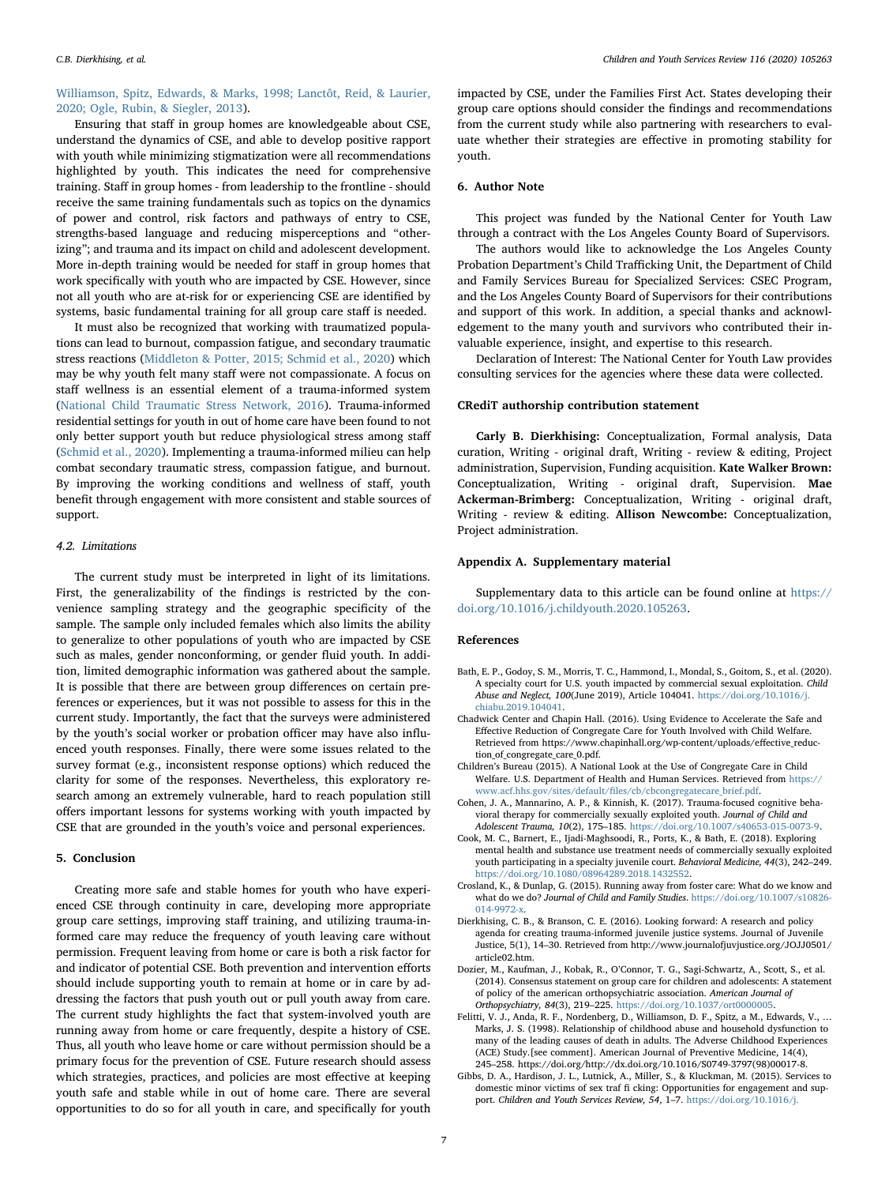Williamson, Spitz, Edwards, & Marks, 1998; Lanctôt, Reid, & Laurier, 2020; Ogle, Rubin, & Siegler, 2013).

Ensuring that staff in group homes are knowledgeable about CSE, understand the dynamics of CSE, and able to develop positive rapport with youth while minimizing stigmatization were all recommendations highlighted by youth. This indicates the need for comprehensive training. Staff in group homes - from leadership to the frontline - should receive the same training fundamentals such as topics on the dynamics of power and control, risk factors and pathways of entry to CSE, strengths-based language and reducing misperceptions and "other-izing"; and trauma and its impact on child and adolescent development. More in-depth training would be needed for staff in group homes that work specifically with youth who are impacted by CSE. However, since not all youth who are at-risk for or experiencing CSE are identified by systems, basic fundamental training for all group care staff is needed.

It must also be recognized that working with traumatized populations can lead to burnout, compassion fatigue, and secondary traumatic stress reactions (Middleton & Potter, 2015; Schmid et al., 2020) which may be why youth felt many staff were not compassionate. A focus on staff wellness is an essential element of a trauma-informed system (National Child Traumatic Stress Network, 2016). Trauma-informed residential settings for youth in out of home care have been found to not only better support youth but reduce physiological stress among staff (Schmid et al., 2020). Implementing a trauma-informed milieu can help combat secondary traumatic stress, compassion fatigue, and burnout. By improving the working conditions and wellness of staff, youth benefit through engagement with more consistent and stable sources of support.

### 4.2. Limitations

The current study must be interpreted in light of its limitations. First, the generalizability of the findings is restricted by the convenience sampling strategy and the geographic specificity of the sample. The sample only included females which also limits the ability to generalize to other populations of youth who are impacted by CSE such as males, gender nonconforming, or gender fluid youth. In addition, limited demographic information was gathered about the sample. It is possible that there are between group differences on certain preferences or experiences, but it was not possible to assess for this in the current study. Importantly, the fact that the surveys were administered by the youth's social worker or probation officer may have also influenced youth responses. Finally, there were some issues related to the survey format (e.g., inconsistent response options) which reduced the clarity for some of the responses. Nevertheless, this exploratory research among an extremely vulnerable, hard to reach population still offers important lessons for systems working with youth impacted by CSE that are grounded in the youth's voice and personal experiences.

## 5. Conclusion

Creating more safe and stable homes for youth who have experienced CSE through continuity in care, developing more appropriate group care settings, improving staff training, and utilizing trauma-informed care may reduce the frequency of youth leaving care without permission. Frequent leaving from home or care is both a risk factor for and indicator of potential CSE. Both prevention and intervention efforts should include supporting youth to remain at home or in care by addressing the factors that push youth out or pull youth away from care. The current study highlights the fact that system-involved youth are running away from home or care frequently, despite a history of CSE. Thus, all youth who leave home or care without permission should be a primary focus for the prevention of CSE. Future research should assess which strategies, practices, and policies are most effective at keeping youth safe and stable while in out of home care. There are several opportunities to do so for all youth in care, and specifically for youth impacted by CSE, under the Families First Act. States developing their group care options should consider the findings and recommendations from the current study while also partnering with researchers to evaluate whether their strategies are effective in promoting stability for youth.

## 6. Author Note

This project was funded by the National Center for Youth Law through a contract with the Los Angeles County Board of Supervisors.

The authors would like to acknowledge the Los Angeles County Probation Department's Child Trafficking Unit, the Department of Child and Family Services Bureau for Specialized Services: CSEC Program, and the Los Angeles County Board of Supervisors for their contributions and support of this work. In addition, a special thanks and acknowledgement to the many youth and survivors who contributed their invaluable experience, insight, and expertise to this research.

Declaration of Interest: The National Center for Youth Law provides consulting services for the agencies where these data were collected.

## CRediT authorship contribution statement

**Carly B. Dierkhising:** Conceptualization, Formal analysis, Data curation, Writing - original draft, Writing - review & editing, Project administration, Supervision, Funding acquisition. **Kate Walker Brown:** Conceptualization, Writing - original draft, Supervision. **Mae Ackerman-Brimberg:** Conceptualization, Writing - original draft, Writing - review & editing. **Allison Newcombe:** Conceptualization, Project administration.

## Appendix A. Supplementary material

Supplementary data to this article can be found online at https://doi.org/10.1016/j.childyouth.2020.105263.

## References

Bath, E. P., Godoy, S. M., Morris, T. C., Hammond, I., Mondal, S., Goitom, S., et al. (2020). A specialty court for U.S. youth impacted by commercial sexual exploitation. *Child Abuse and Neglect, 100*(June 2019), Article 104041. https://doi.org/10.1016/j.chiabu.2019.104041.

Chadwick Center and Chapin Hall. (2016). Using Evidence to Accelerate the Safe and Effective Reduction of Congregate Care for Youth Involved with Child Welfare. Retrieved from https://www.chapinhall.org/wp-content/uploads/effective_reduction_of_congregate_care_0.pdf.

Children's Bureau (2015). A National Look at the Use of Congregate Care in Child Welfare. U.S. Department of Health and Human Services. Retrieved from https://www.acf.hhs.gov/sites/default/files/cb/cbcongregatecare_brief.pdf.

Cohen, J. A., Mannarino, A. P., & Kinnish, K. (2017). Trauma-focused cognitive behavioral therapy for commercially sexually exploited youth. *Journal of Child and Adolescent Trauma, 10*(2), 175–185. https://doi.org/10.1007/s40653-015-0073-9.

Cook, M. C., Barnert, E., Ijadi-Maghsoodi, R., Ports, K., & Bath, E. (2018). Exploring mental health and substance use treatment needs of commercially sexually exploited youth participating in a specialty juvenile court. *Behavioral Medicine, 44*(3), 242–249. https://doi.org/10.1080/08964289.2018.1432552.

Crosland, K., & Dunlap, G. (2015). Running away from foster care: What do we know and what do we do? *Journal of Child and Family Studies*. https://doi.org/10.1007/s10826-014-9972-x.

Dierkhising, C. B., & Branson, C. E. (2016). Looking forward: A research and policy agenda for creating trauma-informed juvenile justice systems. Journal of Juvenile Justice, 5(1), 14–30. Retrieved from http://www.journalofjuvjustice.org/JOJJ0501/article02.htm.

Dozier, M., Kaufman, J., Kobak, R., O'Connor, T. G., Sagi-Schwartz, A., Scott, S., et al. (2014). Consensus statement on group care for children and adolescents: A statement of policy of the american orthopsychiatric association. *American Journal of Orthopsychiatry, 84*(3), 219–225. https://doi.org/10.1037/ort0000005.

Felitti, V. J., Anda, R. F., Nordenberg, D., Williamson, D. F., Spitz, a M., Edwards, V., … Marks, J. S. (1998). Relationship of childhood abuse and household dysfunction to many of the leading causes of death in adults. The Adverse Childhood Experiences (ACE) Study.[see comment]. American Journal of Preventive Medicine, 14(4), 245–258. https://doi.org/http://dx.doi.org/10.1016/S0749-3797(98)00017-8.

Gibbs, D. A., Hardison, J. L., Lutnick, A., Miller, S., & Kluckman, M. (2015). Services to domestic minor victims of sex traf fi cking: Opportunities for engagement and support. *Children and Youth Services Review, 54*, 1–7. https://doi.org/10.1016/j.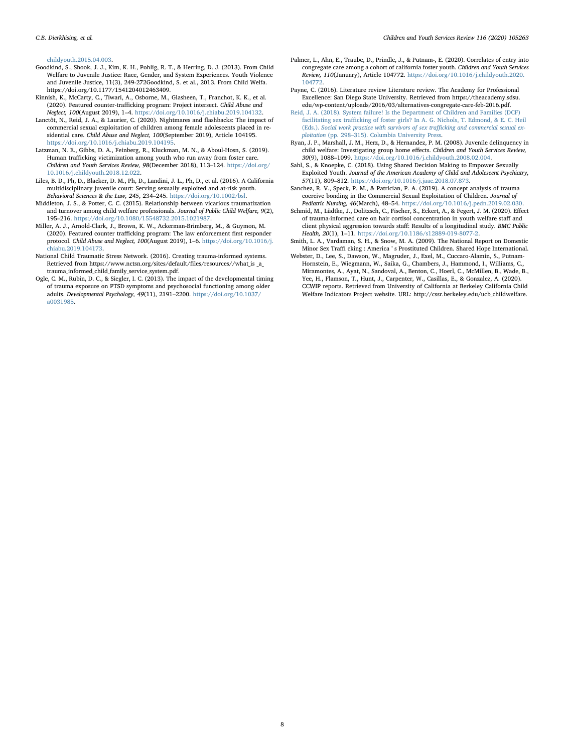childyouth.2015.04.003.

Goodkind, S., Shook, J. J., Kim, K. H., Pohlig, R. T., & Herring, D. J. (2013). From Child Welfare to Juvenile Justice: Race, Gender, and System Experiences. Youth Violence and Juvenile Justice, 11(3), 249-272Goodkind, S. et al., 2013. From Child Welfa. https://doi.org/10.1177/1541204012463409.

Kinnish, K., McCarty, C., Tiwari, A., Osborne, M., Glasheen, T., Franchot, K. K., et al. (2020). Featured counter-trafficking program: Project intersect. *Child Abuse and Neglect, 100*(August 2019), 1–4. https://doi.org/10.1016/j.chiabu.2019.104132.

Lanctôt, N., Reid, J. A., & Laurier, C. (2020). Nightmares and flashbacks: The impact of commercial sexual exploitation of children among female adolescents placed in residential care. *Child Abuse and Neglect, 100*(September 2019), Article 104195. https://doi.org/10.1016/j.chiabu.2019.104195.

Latzman, N. E., Gibbs, D. A., Feinberg, R., Kluckman, M. N., & Aboul-Hosn, S. (2019). Human trafficking victimization among youth who run away from foster care. *Children and Youth Services Review, 98*(December 2018), 113–124. https://doi.org/10.1016/j.childyouth.2018.12.022.

Liles, B. D., Ph, D., Blacker, D. M., Ph, D., Landini, J. L., Ph, D., et al. (2016). A California multidisciplinary juvenile court: Serving sexually exploited and at-risk youth. *Behavioral Sciences & the Law, 245*, 234–245. https://doi.org/10.1002/bsl.

Middleton, J. S., & Potter, C. C. (2015). Relationship between vicarious traumatization and turnover among child welfare professionals. *Journal of Public Child Welfare, 9*(2), 195–216. https://doi.org/10.1080/15548732.2015.1021987.

Miller, A. J., Arnold-Clark, J., Brown, K. W., Ackerman-Brimberg, M., & Guymon, M. (2020). Featured counter trafficking program: The law enforcement first responder protocol. *Child Abuse and Neglect, 100*(August 2019), 1–6. https://doi.org/10.1016/j.chiabu.2019.104173.

National Child Traumatic Stress Network. (2016). Creating trauma-informed systems. Retrieved from https://www.nctsn.org/sites/default/files/resources//what_is _a_ trauma_informed_child_family_service_system.pdf.

Ogle, C. M., Rubin, D. C., & Siegler, I. C. (2013). The impact of the developmental timing of trauma exposure on PTSD symptoms and psychosocial functioning among older adults. *Developmental Psychology, 49*(11), 2191–2200. https://doi.org/10.1037/a0031985.

Palmer, L., Ahn, E., Traube, D., Prindle, J., & Putnam-, E. (2020). Correlates of entry into congregate care among a cohort of california foster youth. *Children and Youth Services Review, 110*(January), Article 104772. https://doi.org/10.1016/j.childyouth.2020.104772.

Payne, C. (2016). Literature review Literature review. The Academy for Professional Excellence: San Diego State University. Retrieved from https://theacademy.sdsu.edu/wp-content/uploads/2016/03/alternatives-congregate-care-feb-2016.pdf.

Reid, J. A. (2018). System failure! Is the Department of Children and Families (DCF) facilitating sex trafficking of foster girls? In A. G. Nichols, T. Edmond, & E. C. Heil (Eds.). *Social work practice with survivors of sex trafficking and commercial sexual exploitation* (pp. 298–315). Columbia University Press.

Ryan, J. P., Marshall, J. M., Herz, D., & Hernandez, P. M. (2008). Juvenile delinquency in child welfare: Investigating group home effects. *Children and Youth Services Review, 30*(9), 1088–1099. https://doi.org/10.1016/j.childyouth.2008.02.004.

Sahl, S., & Knoepke, C. (2018). Using Shared Decision Making to Empower Sexually Exploited Youth. *Journal of the American Academy of Child and Adolescent Psychiatry, 57*(11), 809–812. https://doi.org/10.1016/j.jaac.2018.07.873.

Sanchez, R. V., Speck, P. M., & Patrician, P. A. (2019). A concept analysis of trauma coercive bonding in the Commercial Sexual Exploitation of Children. *Journal of Pediatric Nursing, 46*(March), 48–54. https://doi.org/10.1016/j.pedn.2019.02.030.

Schmid, M., Lüdtke, J., Dolitzsch, C., Fischer, S., Eckert, A., & Fegert, J. M. (2020). Effect of trauma-informed care on hair cortisol concentration in youth welfare staff and client physical aggression towards staff: Results of a longitudinal study. *BMC Public Health, 20*(1), 1–11. https://doi.org/10.1186/s12889-019-8077-2.

Smith, L. A., Vardaman, S. H., & Snow, M. A. (2009). The National Report on Domestic Minor Sex Traffi cking : America ' s Prostituted Children. Shared Hope International.

Webster, D., Lee, S., Dawson, W., Magruder, J., Exel, M., Cuccaro-Alamin, S., Putnam-Hornstein, E., Wiegmann, W., Saika, G., Chambers, J., Hammond, I., Williams, C., Miramontes, A., Ayat, N., Sandoval, A., Benton, C., Hoerl, C., McMillen, B., Wade, B., Yee, H., Flamson, T., Hunt, J., Carpenter, W., Casillas, E., & Gonzalez, A. (2020). CCWIP reports. Retrieved from University of California at Berkeley California Child Welfare Indicators Project website. URL: http://cssr.berkeley.edu/ucb_childwelfare.